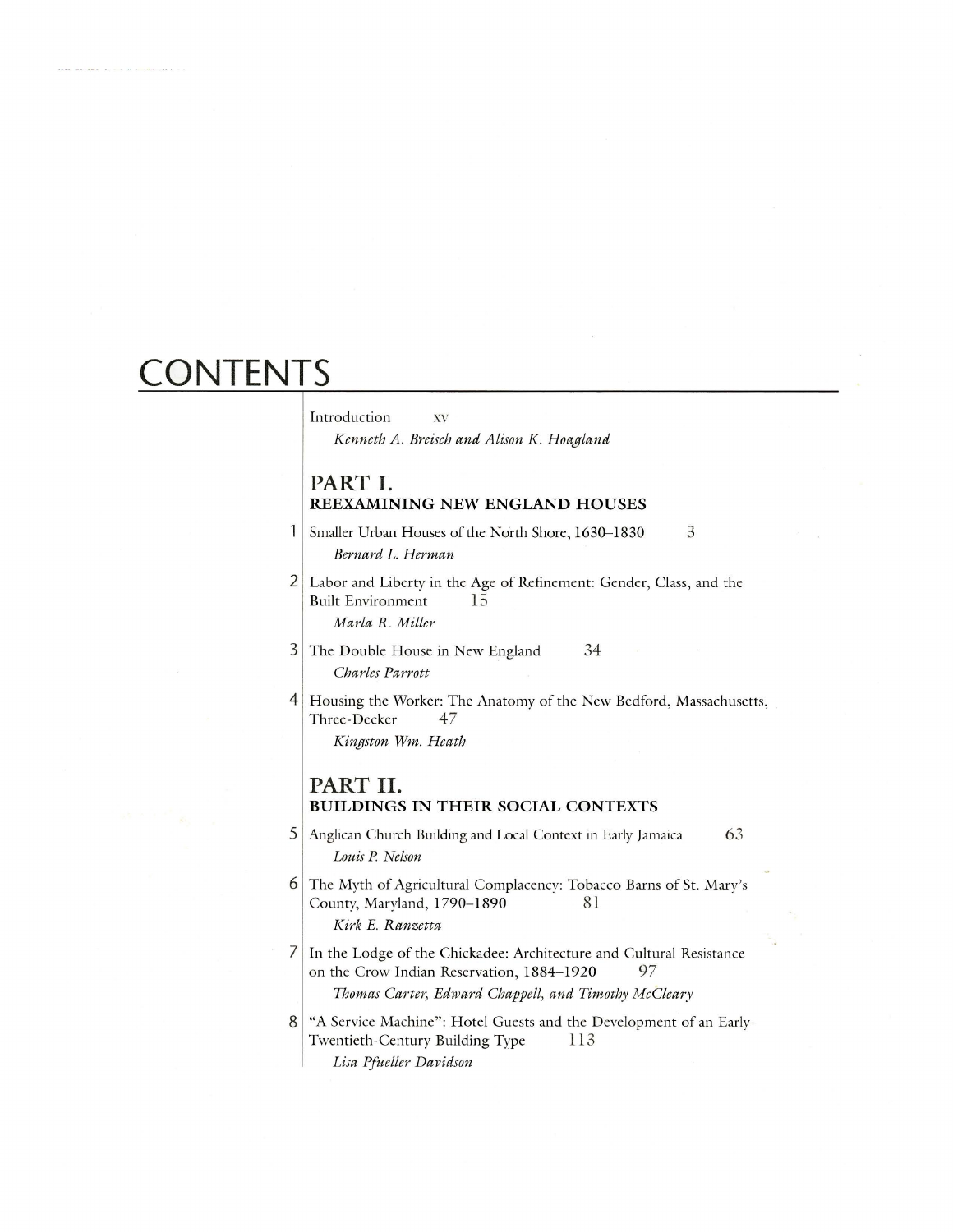# CONTENTS

Introduction xv
*Kenneth A. Breisch and Alison K. Hoagland*

## PART I.
## REEXAMINING NEW ENGLAND HOUSES

1 Smaller Urban Houses of the North Shore, 1630–1830 3
*Bernard L. Herman*

2 Labor and Liberty in the Age of Refinement: Gender, Class, and the Built Environment 15
*Marla R. Miller*

3 The Double House in New England 34
*Charles Parrott*

4 Housing the Worker: The Anatomy of the New Bedford, Massachusetts, Three-Decker 47
*Kingston Wm. Heath*

## PART II.
## BUILDINGS IN THEIR SOCIAL CONTEXTS

5 Anglican Church Building and Local Context in Early Jamaica 63
*Louis P. Nelson*

6 The Myth of Agricultural Complacency: Tobacco Barns of St. Mary's County, Maryland, 1790–1890 81
*Kirk E. Ranzetta*

7 In the Lodge of the Chickadee: Architecture and Cultural Resistance on the Crow Indian Reservation, 1884–1920 97
*Thomas Carter, Edward Chappell, and Timothy McCleary*

8 "A Service Machine": Hotel Guests and the Development of an Early-Twentieth-Century Building Type 113
*Lisa Pfueller Davidson*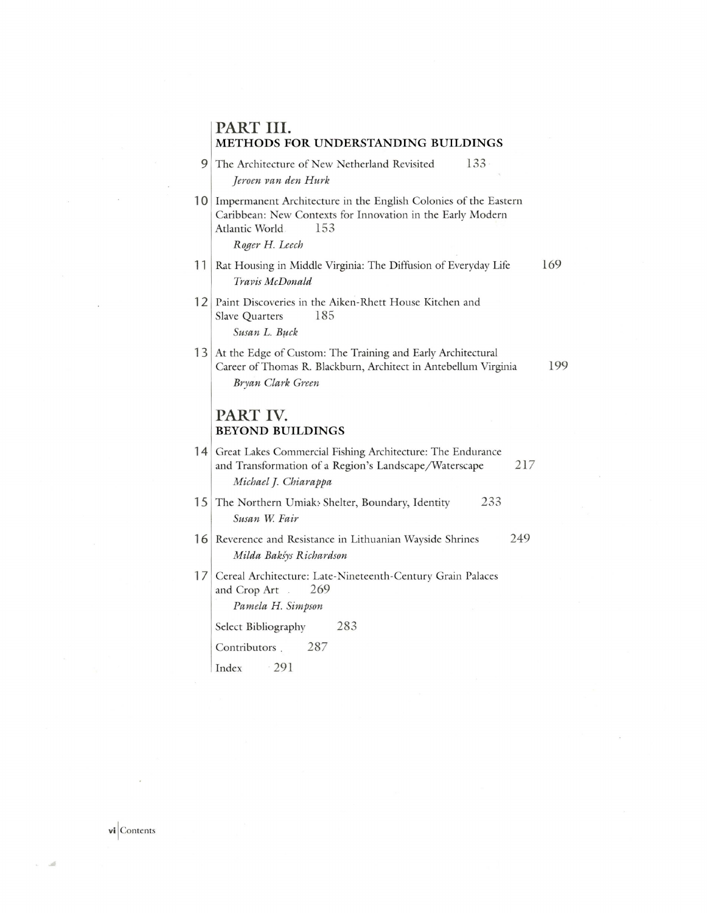## PART III.
### METHODS FOR UNDERSTANDING BUILDINGS

9 The Architecture of New Netherland Revisited 133
*Jeroen van den Hurk*

10 Impermanent Architecture in the English Colonies of the Eastern Caribbean: New Contexts for Innovation in the Early Modern Atlantic World 153
*Roger H. Leech*

11 Rat Housing in Middle Virginia: The Diffusion of Everyday Life 169
*Travis McDonald*

12 Paint Discoveries in the Aiken-Rhett House Kitchen and Slave Quarters 185
*Susan L. Buck*

13 At the Edge of Custom: The Training and Early Architectural Career of Thomas R. Blackburn, Architect in Antebellum Virginia 199
*Bryan Clark Green*

## PART IV.
### BEYOND BUILDINGS

14 Great Lakes Commercial Fishing Architecture: The Endurance and Transformation of a Region's Landscape/Waterscape 217
*Michael J. Chiarappa*

15 The Northern Umiak: Shelter, Boundary, Identity 233
*Susan W. Fair*

16 Reverence and Resistance in Lithuanian Wayside Shrines 249
*Milda Bakšys Richardson*

17 Cereal Architecture: Late-Nineteenth-Century Grain Palaces and Crop Art 269
*Pamela H. Simpson*

Select Bibliography 283

Contributors 287

Index 291